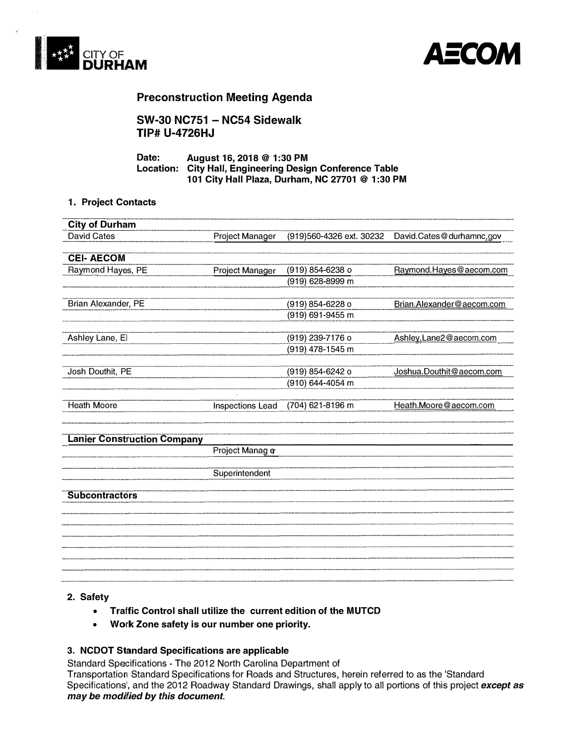CITY OF DURHAM

AECOM

## Preconstruction Meeting Agenda

## SW-30 NC751 – NC54 Sidewalk
## TIP# U-4726HJ

**Date:** August 16, 2018 @ 1:30 PM
**Location:** City Hall, Engineering Design Conference Table
101 City Hall Plaza, Durham, NC 27701 @ 1:30 PM

### 1. Project Contacts

| | | | |
|---|---|---|---|
| **City of Durham** | | | |
| David Cates | Project Manager | (919)560-4326 ext. 30232 | David.Cates@durhamnc.gov |
| **CEI- AECOM** | | | |
| Raymond Hayes, PE | Project Manager | (919) 854-6238 o | Raymond.Hayes@aecom.com |
| | | (919) 628-8999 m | |
| Brian Alexander, PE | | (919) 854-6228 o | Brian.Alexander@aecom.com |
| | | (919) 691-9455 m | |
| Ashley Lane, EI | | (919) 239-7176 o | Ashley.Lane2@aecom.com |
| | | (919) 478-1545 m | |
| Josh Douthit, PE | | (919) 854-6242 o | Joshua.Douthit@aecom.com |
| | | (910) 644-4054 m | |
| Heath Moore | Inspections Lead | (704) 621-8196 m | Heath.Moore@aecom.com |
| **Lanier Construction Company** | | | |
| | Project Manager | | |
| | Superintendent | | |
| **Subcontractors** | | | |
| | | | |
| | | | |
| | | | |
| | | | |
| | | | |
| | | | |

### 2. Safety

- **Traffic Control shall utilize the current edition of the MUTCD**
- **Work Zone safety is our number one priority.**

### 3. NCDOT Standard Specifications are applicable

Standard Specifications - The 2012 North Carolina Department of Transportation Standard Specifications for Roads and Structures, herein referred to as the 'Standard Specifications', and the 2012 Roadway Standard Drawings, shall apply to all portions of this project ***except as may be modified by this document***.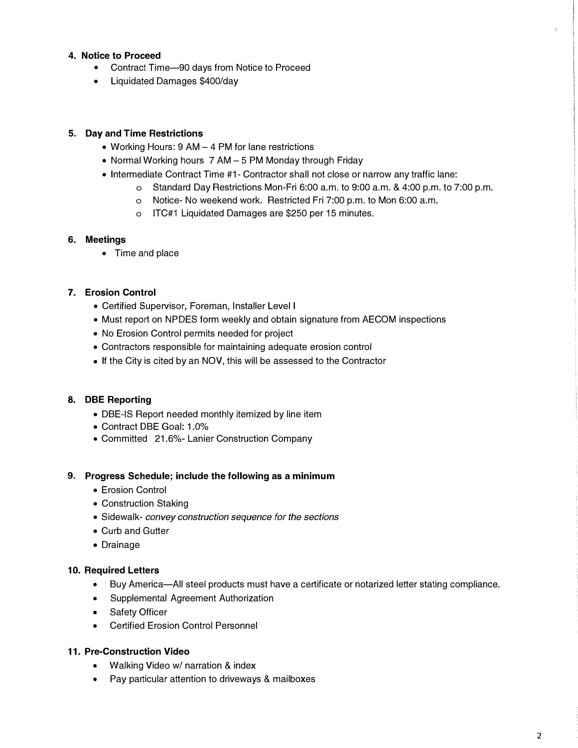**4. Notice to Proceed**

- Contract Time—90 days from Notice to Proceed
- Liquidated Damages $400/day

**5. Day and Time Restrictions**

- Working Hours: 9 AM – 4 PM for lane restrictions
- Normal Working hours 7 AM – 5 PM Monday through Friday
- Intermediate Contract Time #1- Contractor shall not close or narrow any traffic lane:
  - Standard Day Restrictions Mon-Fri 6:00 a.m. to 9:00 a.m. & 4:00 p.m. to 7:00 p.m.
  - Notice- No weekend work. Restricted Fri 7:00 p.m. to Mon 6:00 a.m.
  - ITC#1 Liquidated Damages are $250 per 15 minutes.

**6. Meetings**

- Time and place

**7. Erosion Control**

- Certified Supervisor, Foreman, Installer Level I
- Must report on NPDES form weekly and obtain signature from AECOM inspections
- No Erosion Control permits needed for project
- Contractors responsible for maintaining adequate erosion control
- If the City is cited by an NOV, this will be assessed to the Contractor

**8. DBE Reporting**

- DBE-IS Report needed monthly itemized by line item
- Contract DBE Goal: 1.0%
- Committed 21.6%- Lanier Construction Company

**9. Progress Schedule; include the following as a minimum**

- Erosion Control
- Construction Staking
- Sidewalk- *convey construction sequence for the sections*
- Curb and Gutter
- Drainage

**10. Required Letters**

- Buy America—All steel products must have a certificate or notarized letter stating compliance.
- Supplemental Agreement Authorization
- Safety Officer
- Certified Erosion Control Personnel

**11. Pre-Construction Video**

- Walking Video w/ narration & index
- Pay particular attention to driveways & mailboxes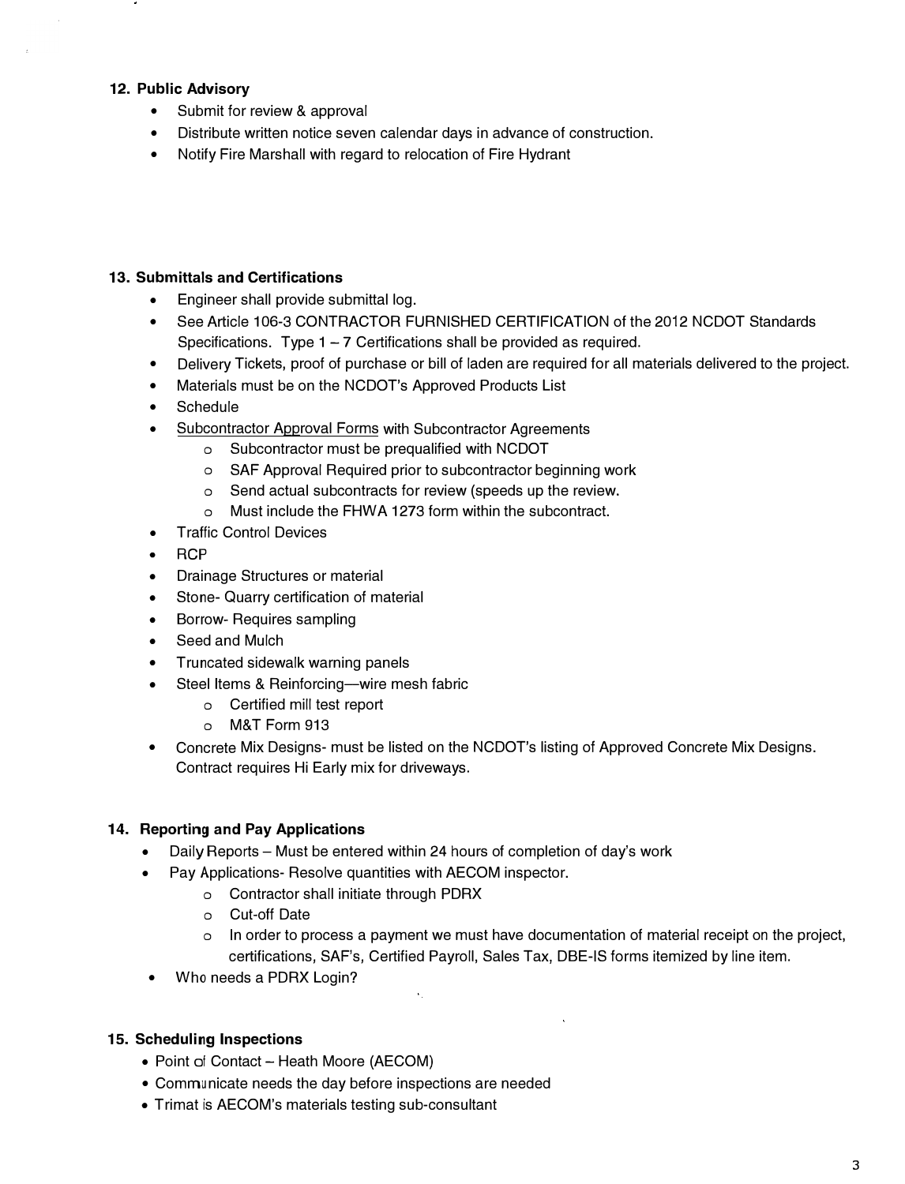**12. Public Advisory**

- Submit for review & approval
- Distribute written notice seven calendar days in advance of construction.
- Notify Fire Marshall with regard to relocation of Fire Hydrant

**13. Submittals and Certifications**

- Engineer shall provide submittal log.
- See Article 106-3 CONTRACTOR FURNISHED CERTIFICATION of the 2012 NCDOT Standards Specifications. Type 1 – 7 Certifications shall be provided as required.
- Delivery Tickets, proof of purchase or bill of laden are required for all materials delivered to the project.
- Materials must be on the NCDOT's Approved Products List
- Schedule
- <u>Subcontractor Approval Forms</u> with Subcontractor Agreements
  - Subcontractor must be prequalified with NCDOT
  - SAF Approval Required prior to subcontractor beginning work
  - Send actual subcontracts for review (speeds up the review.
  - Must include the FHWA 1273 form within the subcontract.
- Traffic Control Devices
- RCP
- Drainage Structures or material
- Stone- Quarry certification of material
- Borrow- Requires sampling
- Seed and Mulch
- Truncated sidewalk warning panels
- Steel Items & Reinforcing—wire mesh fabric
  - Certified mill test report
  - M&T Form 913
- Concrete Mix Designs- must be listed on the NCDOT's listing of Approved Concrete Mix Designs. Contract requires Hi Early mix for driveways.

**14. Reporting and Pay Applications**

- Daily Reports – Must be entered within 24 hours of completion of day's work
- Pay Applications- Resolve quantities with AECOM inspector.
  - Contractor shall initiate through PDRX
  - Cut-off Date
  - In order to process a payment we must have documentation of material receipt on the project, certifications, SAF's, Certified Payroll, Sales Tax, DBE-IS forms itemized by line item.
- Who needs a PDRX Login?

**15. Scheduling Inspections**

- Point of Contact – Heath Moore (AECOM)
- Communicate needs the day before inspections are needed
- Trimat is AECOM's materials testing sub-consultant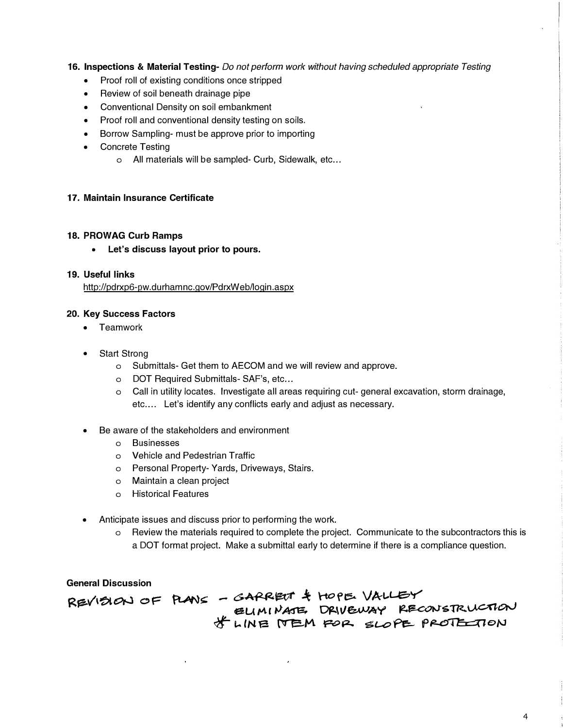**16. Inspections & Material Testing-** *Do not perform work without having scheduled appropriate Testing*

- Proof roll of existing conditions once stripped
- Review of soil beneath drainage pipe
- Conventional Density on soil embankment
- Proof roll and conventional density testing on soils.
- Borrow Sampling- must be approve prior to importing
- Concrete Testing
  - All materials will be sampled- Curb, Sidewalk, etc…

**17. Maintain Insurance Certificate**

**18. PROWAG Curb Ramps**

- **Let's discuss layout prior to pours.**

**19. Useful links**

http://pdrxp6-pw.durhamnc.gov/PdrxWeb/login.aspx

**20. Key Success Factors**

- Teamwork
- Start Strong
  - Submittals- Get them to AECOM and we will review and approve.
  - DOT Required Submittals- SAF's, etc…
  - Call in utility locates. Investigate all areas requiring cut- general excavation, storm drainage, etc…. Let's identify any conflicts early and adjust as necessary.
- Be aware of the stakeholders and environment
  - Businesses
  - Vehicle and Pedestrian Traffic
  - Personal Property- Yards, Driveways, Stairs.
  - Maintain a clean project
  - Historical Features
- Anticipate issues and discuss prior to performing the work.
  - Review the materials required to complete the project. Communicate to the subcontractors this is a DOT format project. Make a submittal early to determine if there is a compliance question.

**General Discussion**

REVISION OF PLANS – GARRETT & HOPE VALLEY
ELIMINATE DRIVEWAY RECONSTRUCTION
* LINE ITEM FOR SLOPE PROTECTION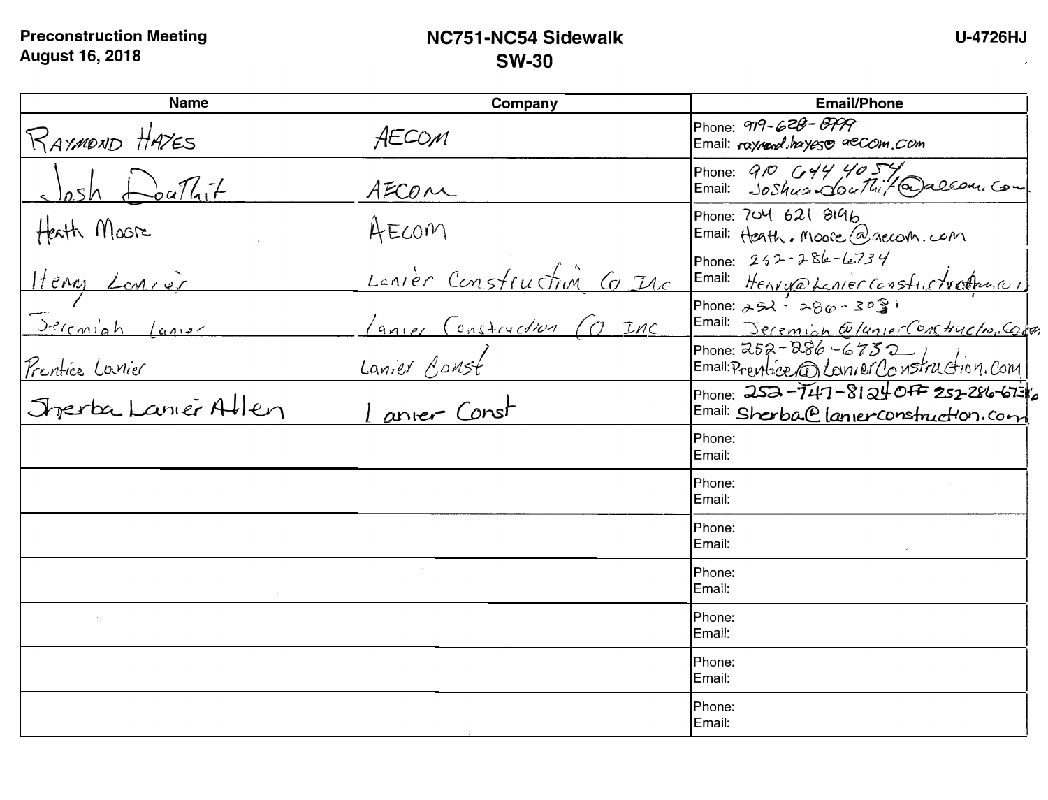**Preconstruction Meeting**
**August 16, 2018**

**NC751-NC54 Sidewalk**
**SW-30**

**U-4726HJ**

| Name | Company | Email/Phone |
|---|---|---|
| Raymond Hayes | AECOM | Phone: 919-628-0999<br>Email: raymond.hayes@aecom.com |
| Josh Douthit | AECOM | Phone: 910 644 4054<br>Email: Joshua.douthit@aecom.com |
| Heath Moore | AECOM | Phone: 704 621 8196<br>Email: Heath.moore@aecom.com |
| Henry Lanier | Lanier Construction Co Inc | Phone: 252-286-6734<br>Email: Henry@lanierconstruction.com |
| Jeremiah Lanier | Lanier Construction CO INC | Phone: 252-286-3081<br>Email: Jeremiah@lanierConstruction.com |
| Prentice Lanier | Lanier Const | Phone: 252-286-6752<br>Email: Prentice@LanierConstruction.com |
| Sherba Lanier Allen | Lanier Const | Phone: 252-747-8124 OFF 252-286-6736<br>Email: Sherba@lanierconstruction.com |
| | | Phone:<br>Email: |
| | | Phone:<br>Email: |
| | | Phone:<br>Email: |
| | | Phone:<br>Email: |
| | | Phone:<br>Email: |
| | | Phone:<br>Email: |
| | | Phone:<br>Email: |